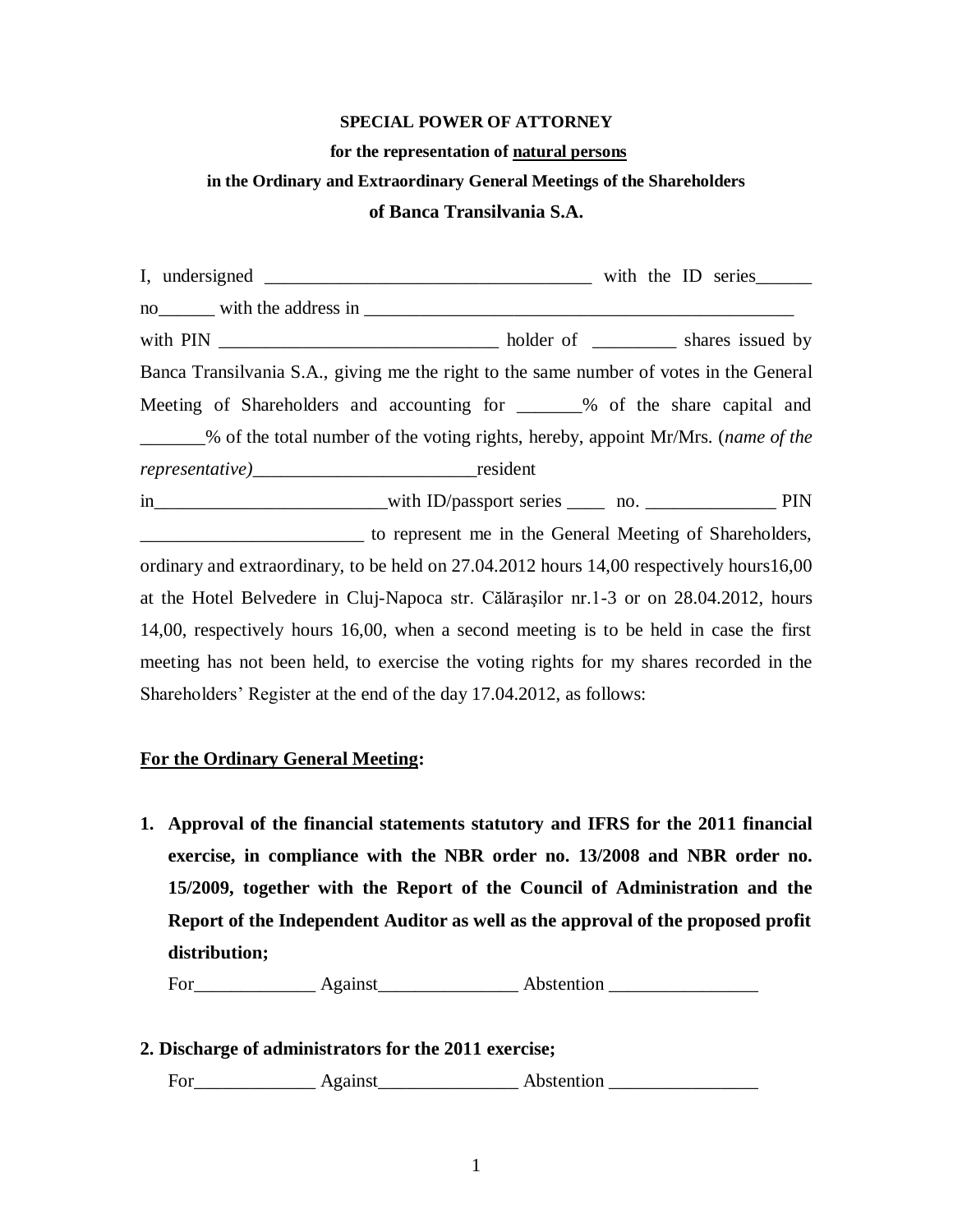**SPECIAL POWER OF ATTORNEY**

**for the representation of natural persons**

**in the Ordinary and Extraordinary General Meetings of the Shareholders**

**of Banca Transilvania S.A.**

I, undersigned ___________________________________ with the ID series______ no______ with the address in _______________________________________________ with PIN ______________________________ holder of _________ shares issued by Banca Transilvania S.A., giving me the right to the same number of votes in the General Meeting of Shareholders and accounting for _______% of the share capital and _______% of the total number of the voting rights, hereby, appoint Mr/Mrs. (*name of the representative)*________________________resident in________________________with ID/passport series ____ no. ______________ PIN ________________________ to represent me in the General Meeting of Shareholders, ordinary and extraordinary, to be held on 27.04.2012 hours 14,00 respectively hours16,00 at the Hotel Belvedere in Cluj-Napoca str. Călăraşilor nr.1-3 or on 28.04.2012, hours 14,00, respectively hours 16,00, when a second meeting is to be held in case the first meeting has not been held, to exercise the voting rights for my shares recorded in the Shareholders' Register at the end of the day 17.04.2012, as follows:

**For the Ordinary General Meeting:**

1. **Approval of the financial statements statutory and IFRS for the 2011 financial exercise, in compliance with the NBR order no. 13/2008 and NBR order no. 15/2009, together with the Report of the Council of Administration and the Report of the Independent Auditor as well as the approval of the proposed profit distribution;**

   For_____________ Against_______________ Abstention ________________

**2. Discharge of administrators for the 2011 exercise;**

   For_____________ Against_______________ Abstention ________________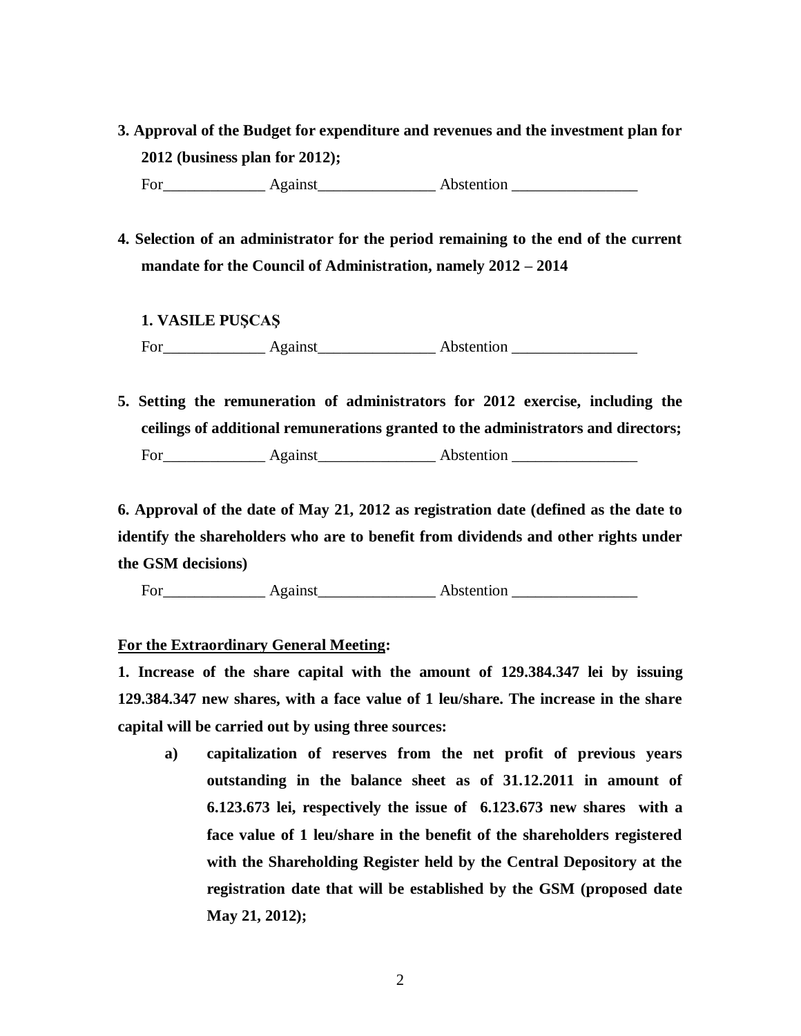**3. Approval of the Budget for expenditure and revenues and the investment plan for 2012 (business plan for 2012);**

For_____________ Against_______________ Abstention ________________

**4. Selection of an administrator for the period remaining to the end of the current mandate for the Council of Administration, namely 2012 – 2014**

**1. VASILE PUŞCAŞ**

For_____________ Against_______________ Abstention ________________

**5. Setting the remuneration of administrators for 2012 exercise, including the ceilings of additional remunerations granted to the administrators and directors;**

For_____________ Against_______________ Abstention ________________

**6. Approval of the date of May 21, 2012 as registration date (defined as the date to identify the shareholders who are to benefit from dividends and other rights under the GSM decisions)**

For_____________ Against_______________ Abstention ________________

**For the Extraordinary General Meeting:**

**1. Increase of the share capital with the amount of 129.384.347 lei by issuing 129.384.347 new shares, with a face value of 1 leu/share. The increase in the share capital will be carried out by using three sources:**

- **a) capitalization of reserves from the net profit of previous years outstanding in the balance sheet as of 31.12.2011 in amount of 6.123.673 lei, respectively the issue of 6.123.673 new shares with a face value of 1 leu/share in the benefit of the shareholders registered with the Shareholding Register held by the Central Depository at the registration date that will be established by the GSM (proposed date May 21, 2012);**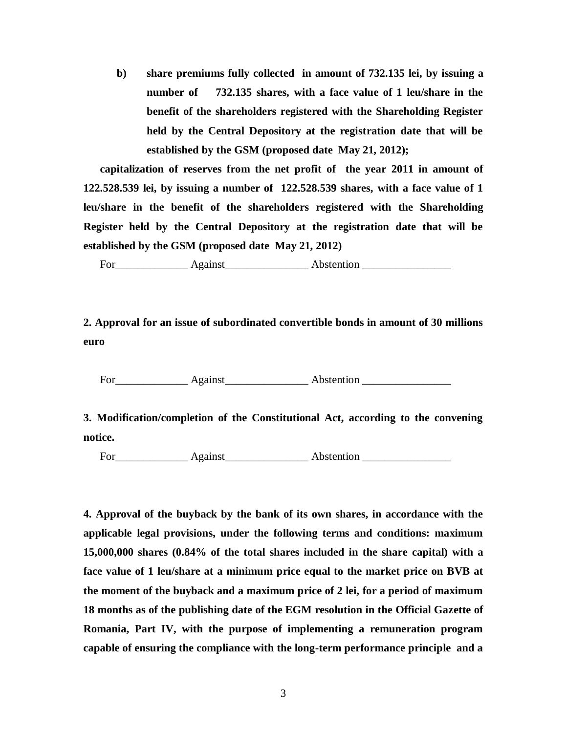**b) share premiums fully collected in amount of 732.135 lei, by issuing a number of 732.135 shares, with a face value of 1 leu/share in the benefit of the shareholders registered with the Shareholding Register held by the Central Depository at the registration date that will be established by the GSM (proposed date May 21, 2012);**

**capitalization of reserves from the net profit of the year 2011 in amount of 122.528.539 lei, by issuing a number of 122.528.539 shares, with a face value of 1 leu/share in the benefit of the shareholders registered with the Shareholding Register held by the Central Depository at the registration date that will be established by the GSM (proposed date May 21, 2012)**

For_____________ Against_______________ Abstention ________________

**2. Approval for an issue of subordinated convertible bonds in amount of 30 millions euro**

For_____________ Against_______________ Abstention ________________

**3. Modification/completion of the Constitutional Act, according to the convening notice.**

For_____________ Against_______________ Abstention ________________

**4. Approval of the buyback by the bank of its own shares, in accordance with the applicable legal provisions, under the following terms and conditions: maximum 15,000,000 shares (0.84% of the total shares included in the share capital) with a face value of 1 leu/share at a minimum price equal to the market price on BVB at the moment of the buyback and a maximum price of 2 lei, for a period of maximum 18 months as of the publishing date of the EGM resolution in the Official Gazette of Romania, Part IV, with the purpose of implementing a remuneration program capable of ensuring the compliance with the long-term performance principle and a**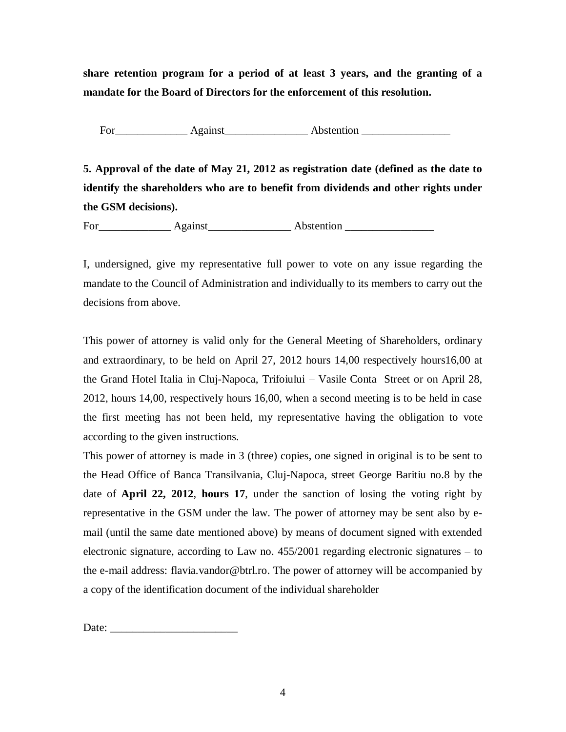**share retention program for a period of at least 3 years, and the granting of a mandate for the Board of Directors for the enforcement of this resolution.**

For_____________ Against_______________ Abstention ________________

**5. Approval of the date of May 21, 2012 as registration date (defined as the date to identify the shareholders who are to benefit from dividends and other rights under the GSM decisions).**

For_____________ Against_______________ Abstention ________________

I, undersigned, give my representative full power to vote on any issue regarding the mandate to the Council of Administration and individually to its members to carry out the decisions from above.

This power of attorney is valid only for the General Meeting of Shareholders, ordinary and extraordinary, to be held on April 27, 2012 hours 14,00 respectively hours16,00 at the Grand Hotel Italia in Cluj-Napoca, Trifoiului – Vasile Conta Street or on April 28, 2012, hours 14,00, respectively hours 16,00, when a second meeting is to be held in case the first meeting has not been held, my representative having the obligation to vote according to the given instructions.

This power of attorney is made in 3 (three) copies, one signed in original is to be sent to the Head Office of Banca Transilvania, Cluj-Napoca, street George Baritiu no.8 by the date of **April 22, 2012**, **hours 17**, under the sanction of losing the voting right by representative in the GSM under the law. The power of attorney may be sent also by e-mail (until the same date mentioned above) by means of document signed with extended electronic signature, according to Law no. 455/2001 regarding electronic signatures – to the e-mail address: flavia.vandor@btrl.ro. The power of attorney will be accompanied by a copy of the identification document of the individual shareholder

Date: _______________________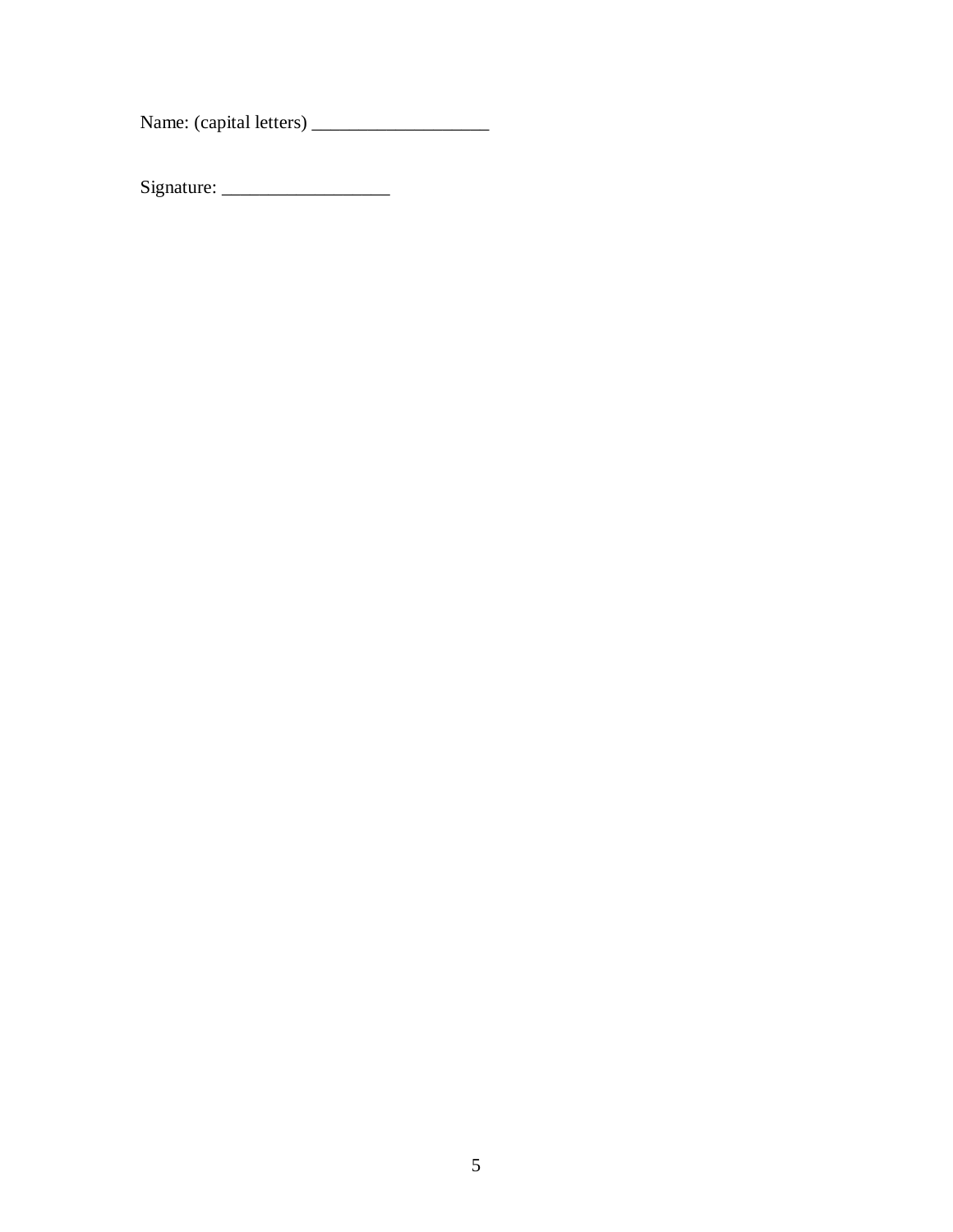Name: (capital letters) ___________________

Signature: __________________